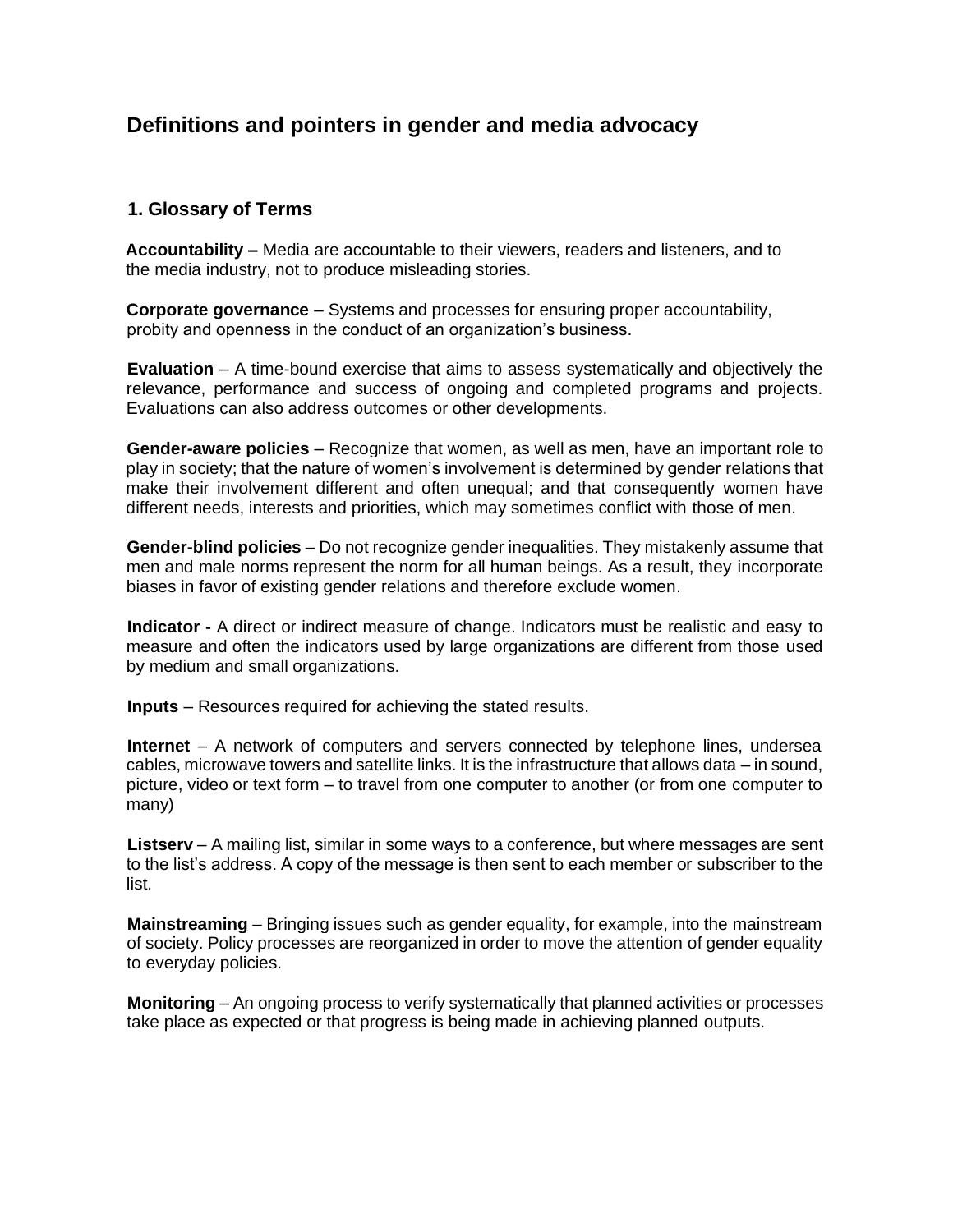# Definitions and pointers in gender and media advocacy

## 1. Glossary of Terms

**Accountability –** Media are accountable to their viewers, readers and listeners, and to the media industry, not to produce misleading stories.

**Corporate governance** – Systems and processes for ensuring proper accountability, probity and openness in the conduct of an organization's business.

**Evaluation** – A time-bound exercise that aims to assess systematically and objectively the relevance, performance and success of ongoing and completed programs and projects. Evaluations can also address outcomes or other developments.

**Gender-aware policies** – Recognize that women, as well as men, have an important role to play in society; that the nature of women's involvement is determined by gender relations that make their involvement different and often unequal; and that consequently women have different needs, interests and priorities, which may sometimes conflict with those of men.

**Gender-blind policies** – Do not recognize gender inequalities. They mistakenly assume that men and male norms represent the norm for all human beings. As a result, they incorporate biases in favor of existing gender relations and therefore exclude women.

**Indicator -** A direct or indirect measure of change. Indicators must be realistic and easy to measure and often the indicators used by large organizations are different from those used by medium and small organizations.

**Inputs** – Resources required for achieving the stated results.

**Internet** – A network of computers and servers connected by telephone lines, undersea cables, microwave towers and satellite links. It is the infrastructure that allows data – in sound, picture, video or text form – to travel from one computer to another (or from one computer to many)

**Listserv** – A mailing list, similar in some ways to a conference, but where messages are sent to the list's address. A copy of the message is then sent to each member or subscriber to the list.

**Mainstreaming** – Bringing issues such as gender equality, for example, into the mainstream of society. Policy processes are reorganized in order to move the attention of gender equality to everyday policies.

**Monitoring** – An ongoing process to verify systematically that planned activities or processes take place as expected or that progress is being made in achieving planned outputs.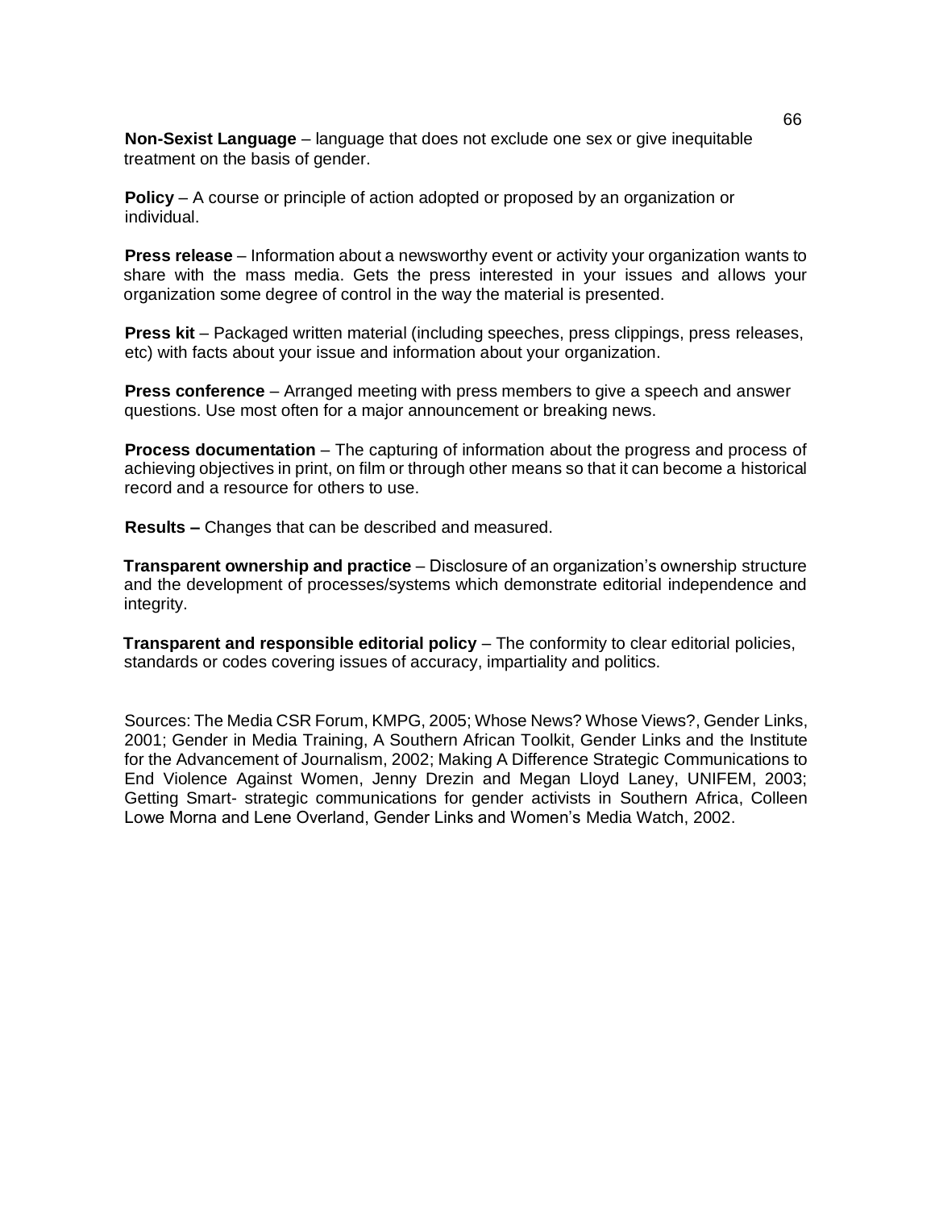**Non-Sexist Language** – language that does not exclude one sex or give inequitable treatment on the basis of gender.

**Policy** – A course or principle of action adopted or proposed by an organization or individual.

**Press release** – Information about a newsworthy event or activity your organization wants to share with the mass media. Gets the press interested in your issues and allows your organization some degree of control in the way the material is presented.

**Press kit** – Packaged written material (including speeches, press clippings, press releases, etc) with facts about your issue and information about your organization.

**Press conference** – Arranged meeting with press members to give a speech and answer questions. Use most often for a major announcement or breaking news.

**Process documentation** – The capturing of information about the progress and process of achieving objectives in print, on film or through other means so that it can become a historical record and a resource for others to use.

**Results –** Changes that can be described and measured.

**Transparent ownership and practice** – Disclosure of an organization's ownership structure and the development of processes/systems which demonstrate editorial independence and integrity.

**Transparent and responsible editorial policy** – The conformity to clear editorial policies, standards or codes covering issues of accuracy, impartiality and politics.

Sources: The Media CSR Forum, KMPG, 2005; Whose News? Whose Views?, Gender Links, 2001; Gender in Media Training, A Southern African Toolkit, Gender Links and the Institute for the Advancement of Journalism, 2002; Making A Difference Strategic Communications to End Violence Against Women, Jenny Drezin and Megan Lloyd Laney, UNIFEM, 2003; Getting Smart- strategic communications for gender activists in Southern Africa, Colleen Lowe Morna and Lene Overland, Gender Links and Women's Media Watch, 2002.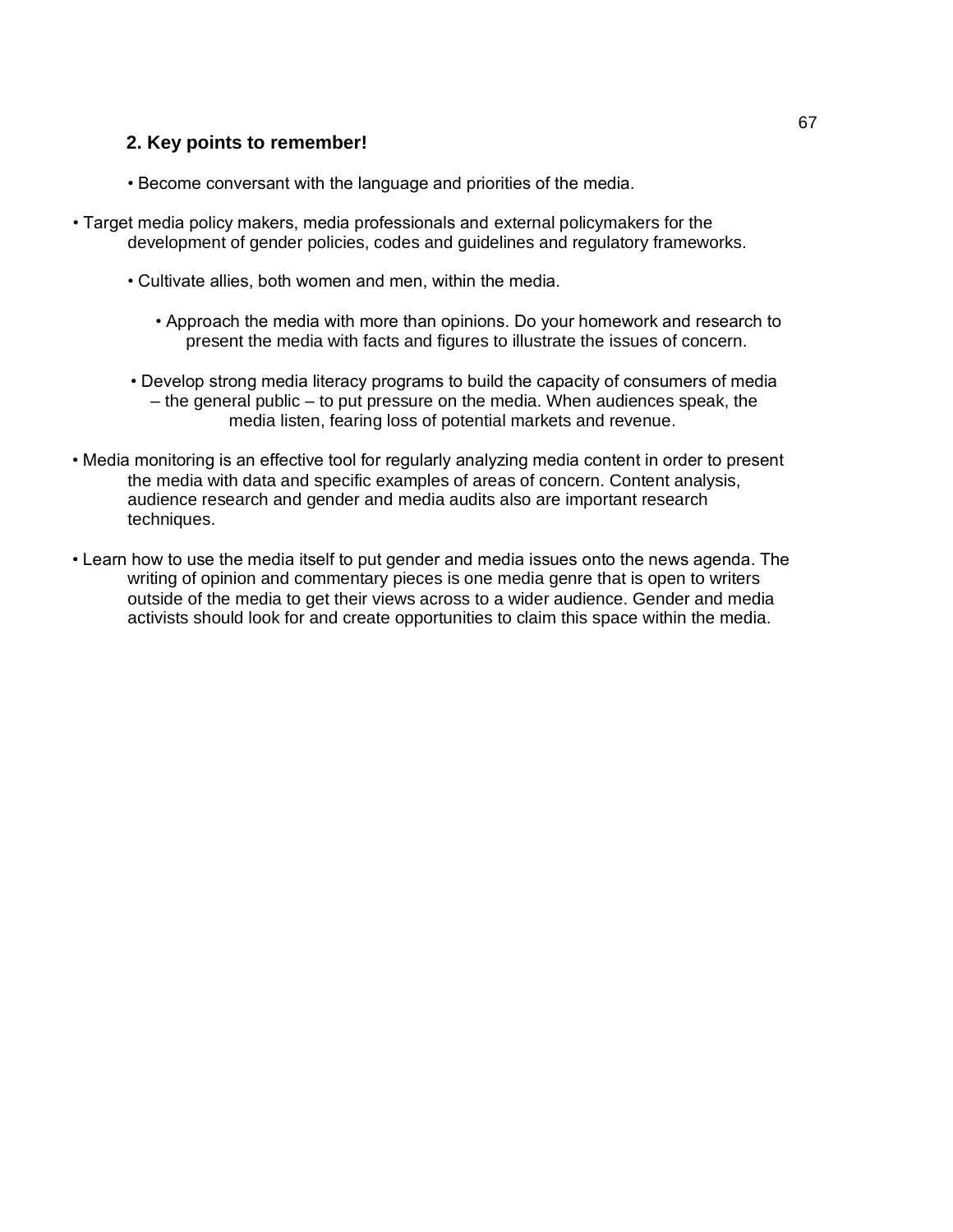## 2. Key points to remember!

- Become conversant with the language and priorities of the media.
- Target media policy makers, media professionals and external policymakers for the development of gender policies, codes and guidelines and regulatory frameworks.
- Cultivate allies, both women and men, within the media.
- Approach the media with more than opinions. Do your homework and research to present the media with facts and figures to illustrate the issues of concern.
- Develop strong media literacy programs to build the capacity of consumers of media – the general public – to put pressure on the media. When audiences speak, the media listen, fearing loss of potential markets and revenue.
- Media monitoring is an effective tool for regularly analyzing media content in order to present the media with data and specific examples of areas of concern. Content analysis, audience research and gender and media audits also are important research techniques.
- Learn how to use the media itself to put gender and media issues onto the news agenda. The writing of opinion and commentary pieces is one media genre that is open to writers outside of the media to get their views across to a wider audience. Gender and media activists should look for and create opportunities to claim this space within the media.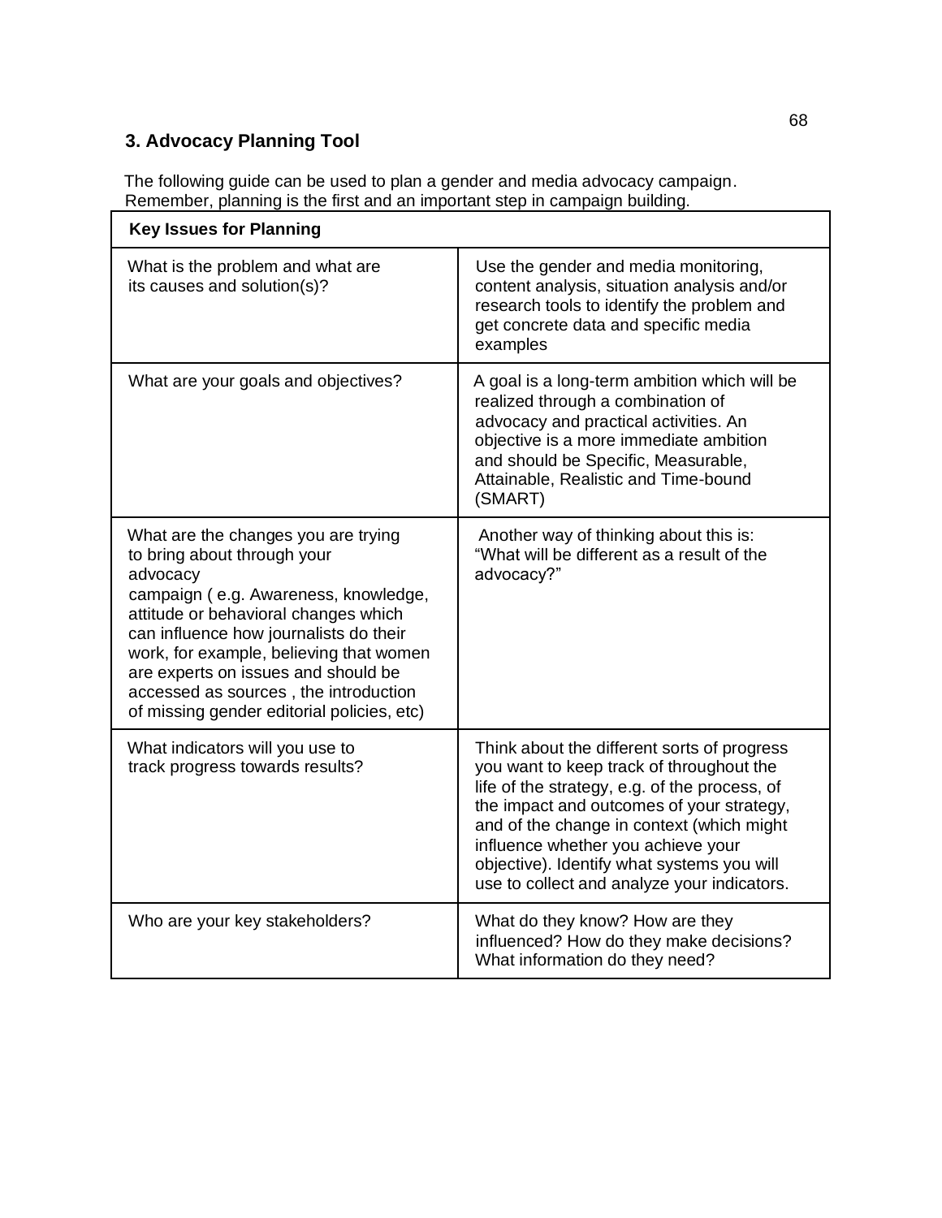### 3. Advocacy Planning Tool

The following guide can be used to plan a gender and media advocacy campaign. Remember, planning is the first and an important step in campaign building.

| Key Issues for Planning | |
|---|---|
| What is the problem and what are its causes and solution(s)? | Use the gender and media monitoring, content analysis, situation analysis and/or research tools to identify the problem and get concrete data and specific media examples |
| What are your goals and objectives? | A goal is a long-term ambition which will be realized through a combination of advocacy and practical activities. An objective is a more immediate ambition and should be Specific, Measurable, Attainable, Realistic and Time-bound (SMART) |
| What are the changes you are trying to bring about through your advocacy campaign ( e.g. Awareness, knowledge, attitude or behavioral changes which can influence how journalists do their work, for example, believing that women are experts on issues and should be accessed as sources , the introduction of missing gender editorial policies, etc) | Another way of thinking about this is: "What will be different as a result of the advocacy?" |
| What indicators will you use to track progress towards results? | Think about the different sorts of progress you want to keep track of throughout the life of the strategy, e.g. of the process, of the impact and outcomes of your strategy, and of the change in context (which might influence whether you achieve your objective). Identify what systems you will use to collect and analyze your indicators. |
| Who are your key stakeholders? | What do they know? How are they influenced? How do they make decisions? What information do they need? |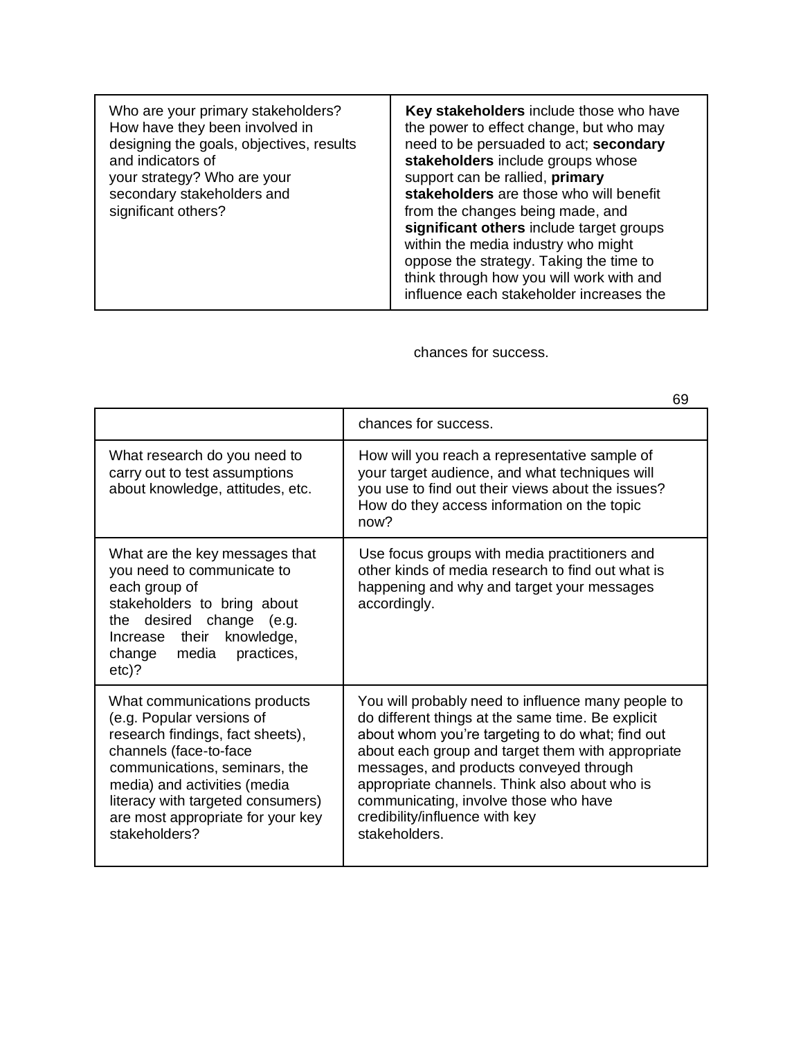| | |
|---|---|
| Who are your primary stakeholders? How have they been involved in designing the goals, objectives, results and indicators of your strategy? Who are your secondary stakeholders and significant others? | **Key stakeholders** include those who have the power to effect change, but who may need to be persuaded to act; **secondary stakeholders** include groups whose support can be rallied, **primary stakeholders** are those who will benefit from the changes being made, and **significant others** include target groups within the media industry who might oppose the strategy. Taking the time to think through how you will work with and influence each stakeholder increases the chances for success. |
| What research do you need to carry out to test assumptions about knowledge, attitudes, etc. | How will you reach a representative sample of your target audience, and what techniques will you use to find out their views about the issues? How do they access information on the topic now? |
| What are the key messages that you need to communicate to each group of stakeholders to bring about the desired change (e.g. Increase their knowledge, change media practices, etc)? | Use focus groups with media practitioners and other kinds of media research to find out what is happening and why and target your messages accordingly. |
| What communications products (e.g. Popular versions of research findings, fact sheets), channels (face-to-face communications, seminars, the media) and activities (media literacy with targeted consumers) are most appropriate for your key stakeholders? | You will probably need to influence many people to do different things at the same time. Be explicit about whom you're targeting to do what; find out about each group and target them with appropriate messages, and products conveyed through appropriate channels. Think also about who is communicating, involve those who have credibility/influence with key stakeholders. |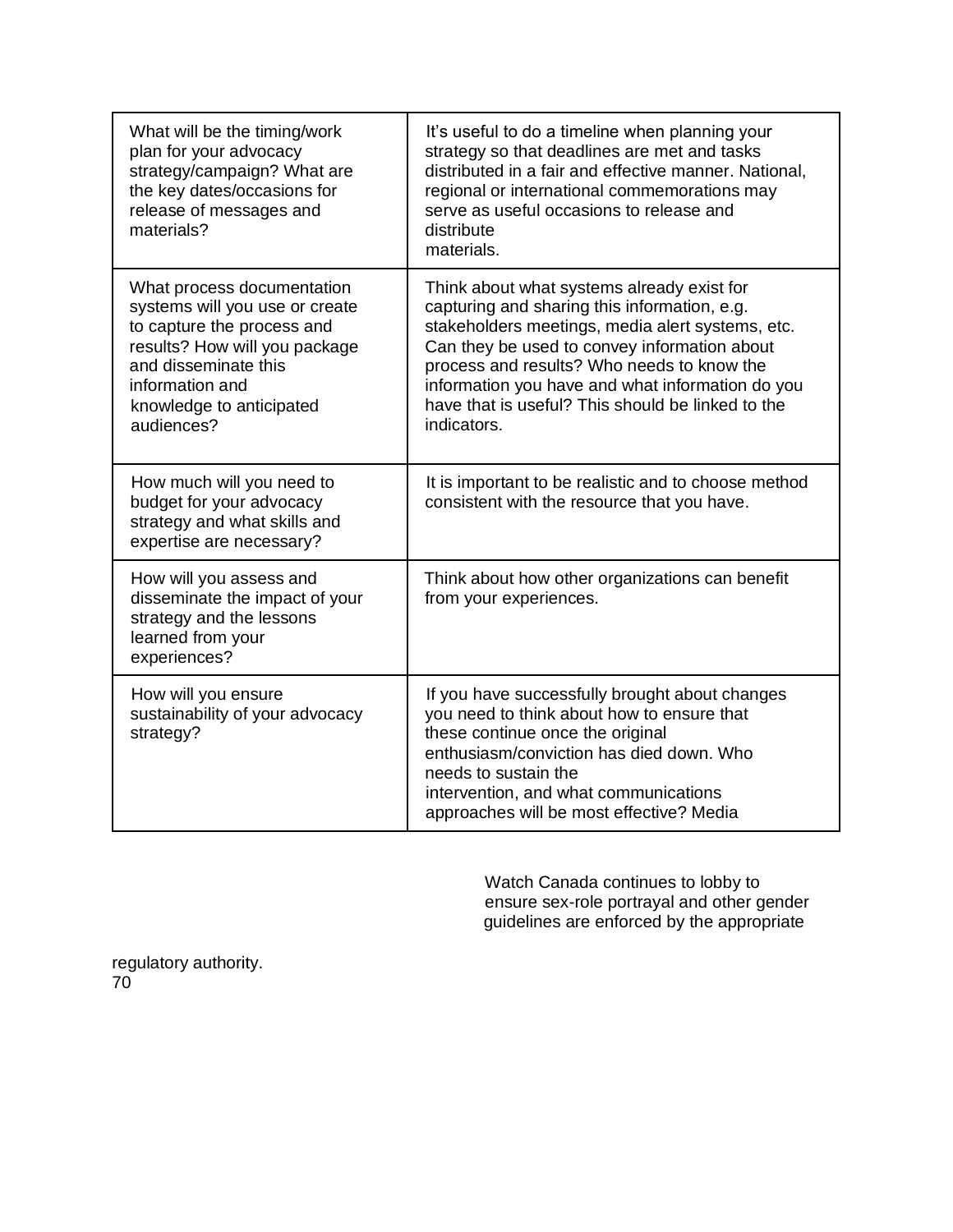| | |
|---|---|
| What will be the timing/work plan for your advocacy strategy/campaign? What are the key dates/occasions for release of messages and materials? | It's useful to do a timeline when planning your strategy so that deadlines are met and tasks distributed in a fair and effective manner. National, regional or international commemorations may serve as useful occasions to release and distribute materials. |
| What process documentation systems will you use or create to capture the process and results? How will you package and disseminate this information and knowledge to anticipated audiences? | Think about what systems already exist for capturing and sharing this information, e.g. stakeholders meetings, media alert systems, etc. Can they be used to convey information about process and results? Who needs to know the information you have and what information do you have that is useful? This should be linked to the indicators. |
| How much will you need to budget for your advocacy strategy and what skills and expertise are necessary? | It is important to be realistic and to choose method consistent with the resource that you have. |
| How will you assess and disseminate the impact of your strategy and the lessons learned from your experiences? | Think about how other organizations can benefit from your experiences. |
| How will you ensure sustainability of your advocacy strategy? | If you have successfully brought about changes you need to think about how to ensure that these continue once the original enthusiasm/conviction has died down. Who needs to sustain the intervention, and what communications approaches will be most effective? Media |

Watch Canada continues to lobby to ensure sex-role portrayal and other gender guidelines are enforced by the appropriate regulatory authority.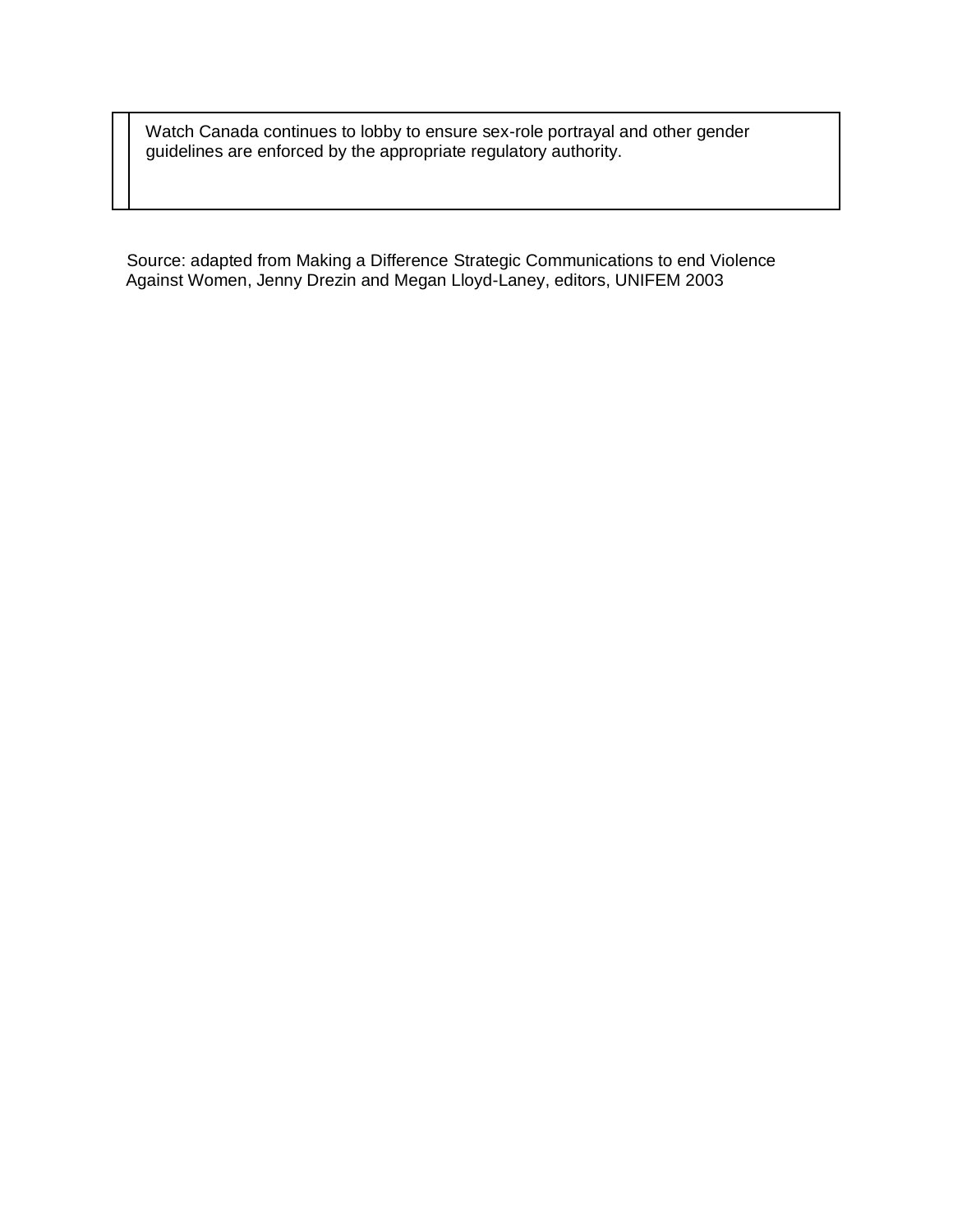| | Watch Canada continues to lobby to ensure sex-role portrayal and other gender guidelines are enforced by the appropriate regulatory authority. |
|---|---|

Source: adapted from Making a Difference Strategic Communications to end Violence Against Women, Jenny Drezin and Megan Lloyd-Laney, editors, UNIFEM 2003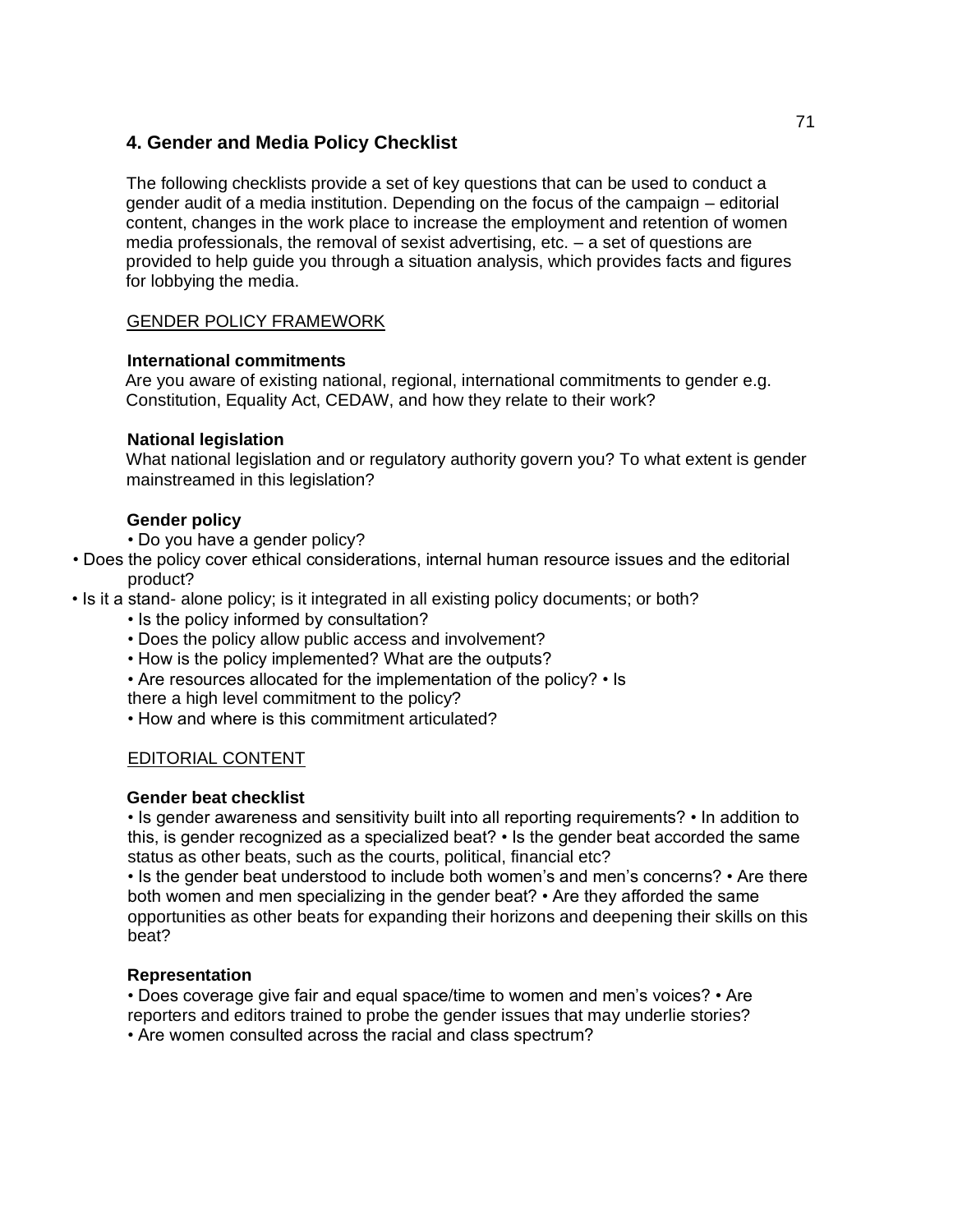## 4. Gender and Media Policy Checklist

The following checklists provide a set of key questions that can be used to conduct a gender audit of a media institution. Depending on the focus of the campaign – editorial content, changes in the work place to increase the employment and retention of women media professionals, the removal of sexist advertising, etc. – a set of questions are provided to help guide you through a situation analysis, which provides facts and figures for lobbying the media.

<u>GENDER POLICY FRAMEWORK</u>

**International commitments**

Are you aware of existing national, regional, international commitments to gender e.g. Constitution, Equality Act, CEDAW, and how they relate to their work?

**National legislation**

What national legislation and or regulatory authority govern you? To what extent is gender mainstreamed in this legislation?

**Gender policy**

- Do you have a gender policy?
- Does the policy cover ethical considerations, internal human resource issues and the editorial product?
- Is it a stand- alone policy; is it integrated in all existing policy documents; or both?
- Is the policy informed by consultation?
- Does the policy allow public access and involvement?
- How is the policy implemented? What are the outputs?
- Are resources allocated for the implementation of the policy?
- Is there a high level commitment to the policy?
- How and where is this commitment articulated?

<u>EDITORIAL CONTENT</u>

**Gender beat checklist**

- Is gender awareness and sensitivity built into all reporting requirements?
- In addition to this, is gender recognized as a specialized beat?
- Is the gender beat accorded the same status as other beats, such as the courts, political, financial etc?
- Is the gender beat understood to include both women's and men's concerns?
- Are there both women and men specializing in the gender beat?
- Are they afforded the same opportunities as other beats for expanding their horizons and deepening their skills on this beat?

**Representation**

- Does coverage give fair and equal space/time to women and men's voices?
- Are reporters and editors trained to probe the gender issues that may underlie stories?
- Are women consulted across the racial and class spectrum?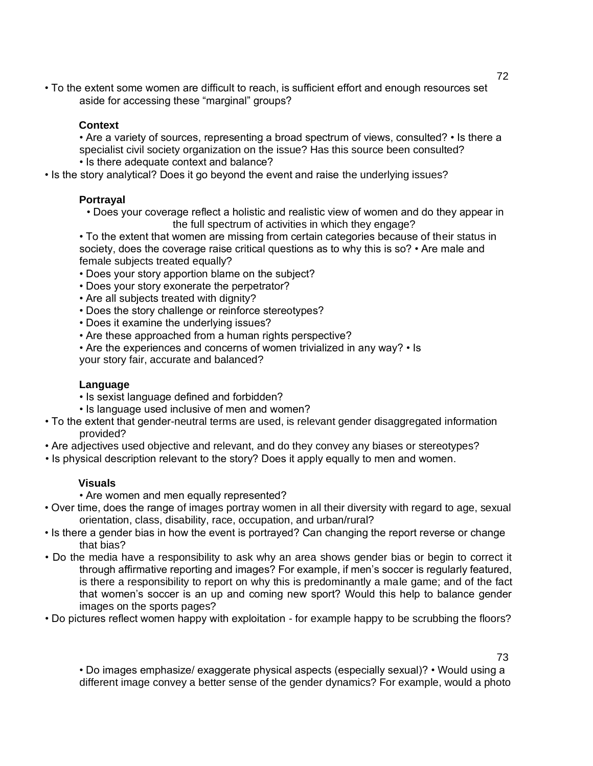- To the extent some women are difficult to reach, is sufficient effort and enough resources set aside for accessing these "marginal" groups?

### Context

- Are a variety of sources, representing a broad spectrum of views, consulted?
- Is there a specialist civil society organization on the issue? Has this source been consulted?
- Is there adequate context and balance?
- Is the story analytical? Does it go beyond the event and raise the underlying issues?

### Portrayal

- Does your coverage reflect a holistic and realistic view of women and do they appear in the full spectrum of activities in which they engage?
- To the extent that women are missing from certain categories because of their status in society, does the coverage raise critical questions as to why this is so?
- Are male and female subjects treated equally?
- Does your story apportion blame on the subject?
- Does your story exonerate the perpetrator?
- Are all subjects treated with dignity?
- Does the story challenge or reinforce stereotypes?
- Does it examine the underlying issues?
- Are these approached from a human rights perspective?
- Are the experiences and concerns of women trivialized in any way?
- Is your story fair, accurate and balanced?

### Language

- Is sexist language defined and forbidden?
- Is language used inclusive of men and women?
- To the extent that gender-neutral terms are used, is relevant gender disaggregated information provided?
- Are adjectives used objective and relevant, and do they convey any biases or stereotypes?
- Is physical description relevant to the story? Does it apply equally to men and women.

### Visuals

- Are women and men equally represented?
- Over time, does the range of images portray women in all their diversity with regard to age, sexual orientation, class, disability, race, occupation, and urban/rural?
- Is there a gender bias in how the event is portrayed? Can changing the report reverse or change that bias?
- Do the media have a responsibility to ask why an area shows gender bias or begin to correct it through affirmative reporting and images? For example, if men's soccer is regularly featured, is there a responsibility to report on why this is predominantly a male game; and of the fact that women's soccer is an up and coming new sport? Would this help to balance gender images on the sports pages?
- Do pictures reflect women happy with exploitation - for example happy to be scrubbing the floors?
- Do images emphasize/ exaggerate physical aspects (especially sexual)?
- Would using a different image convey a better sense of the gender dynamics? For example, would a photo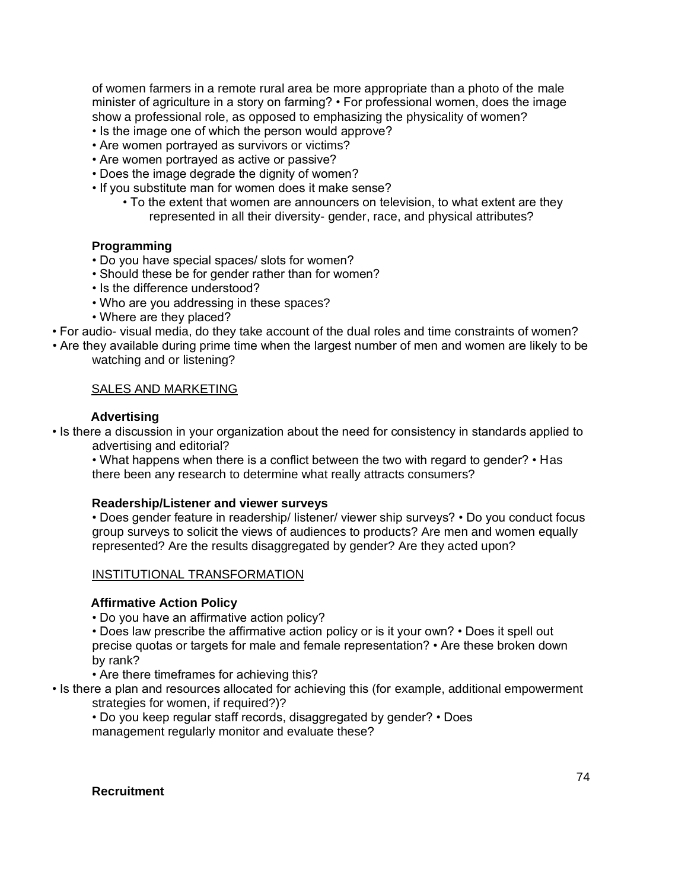of women farmers in a remote rural area be more appropriate than a photo of the male minister of agriculture in a story on farming? • For professional women, does the image show a professional role, as opposed to emphasizing the physicality of women?

- Is the image one of which the person would approve?
- Are women portrayed as survivors or victims?
- Are women portrayed as active or passive?
- Does the image degrade the dignity of women?
- If you substitute man for women does it make sense?
  - To the extent that women are announcers on television, to what extent are they represented in all their diversity- gender, race, and physical attributes?

**Programming**

- Do you have special spaces/ slots for women?
- Should these be for gender rather than for women?
- Is the difference understood?
- Who are you addressing in these spaces?
- Where are they placed?
- For audio- visual media, do they take account of the dual roles and time constraints of women?
- Are they available during prime time when the largest number of men and women are likely to be watching and or listening?

SALES AND MARKETING

**Advertising**

- Is there a discussion in your organization about the need for consistency in standards applied to advertising and editorial?

• What happens when there is a conflict between the two with regard to gender? • Has there been any research to determine what really attracts consumers?

**Readership/Listener and viewer surveys**

• Does gender feature in readership/ listener/ viewer ship surveys? • Do you conduct focus group surveys to solicit the views of audiences to products? Are men and women equally represented? Are the results disaggregated by gender? Are they acted upon?

INSTITUTIONAL TRANSFORMATION

**Affirmative Action Policy**

- Do you have an affirmative action policy?

• Does law prescribe the affirmative action policy or is it your own? • Does it spell out precise quotas or targets for male and female representation? • Are these broken down by rank?

- Are there timeframes for achieving this?
- Is there a plan and resources allocated for achieving this (for example, additional empowerment strategies for women, if required?)?

• Do you keep regular staff records, disaggregated by gender? • Does management regularly monitor and evaluate these?

**Recruitment**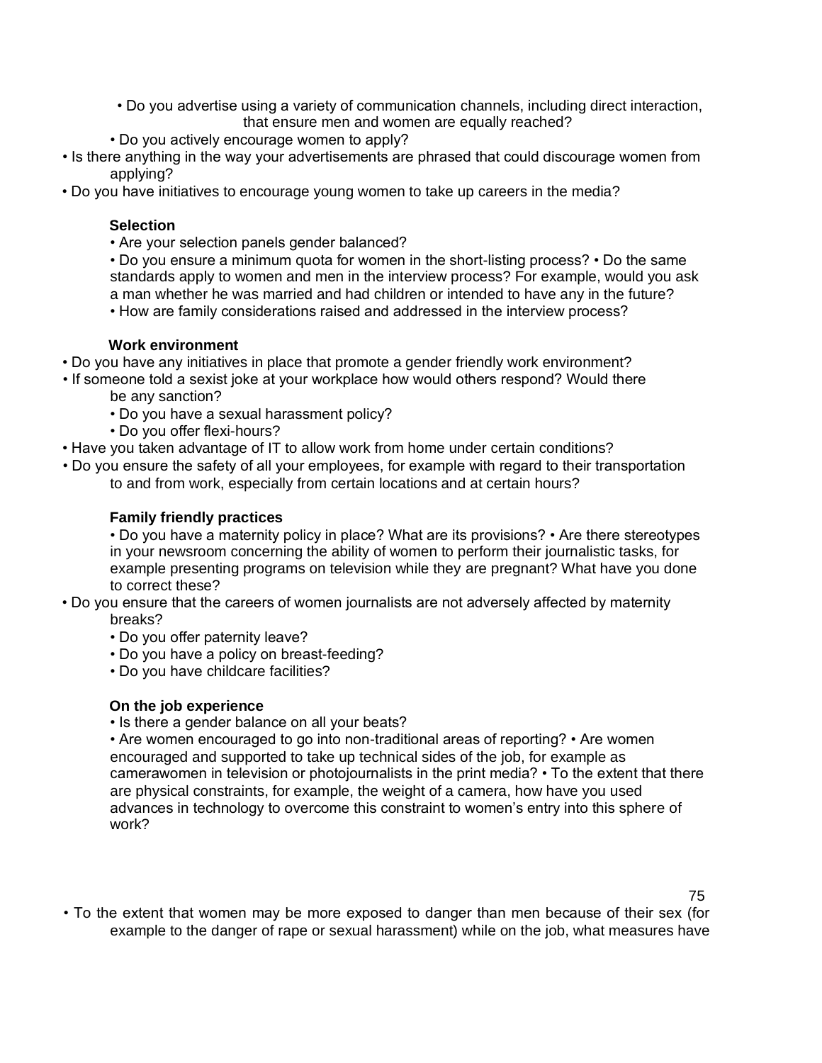- Do you advertise using a variety of communication channels, including direct interaction, that ensure men and women are equally reached?
- Do you actively encourage women to apply?
- Is there anything in the way your advertisements are phrased that could discourage women from applying?
- Do you have initiatives to encourage young women to take up careers in the media?

**Selection**

- Are your selection panels gender balanced?
- Do you ensure a minimum quota for women in the short-listing process?
- Do the same standards apply to women and men in the interview process? For example, would you ask a man whether he was married and had children or intended to have any in the future?
- How are family considerations raised and addressed in the interview process?

**Work environment**

- Do you have any initiatives in place that promote a gender friendly work environment?
- If someone told a sexist joke at your workplace how would others respond? Would there be any sanction?
- Do you have a sexual harassment policy?
- Do you offer flexi-hours?
- Have you taken advantage of IT to allow work from home under certain conditions?
- Do you ensure the safety of all your employees, for example with regard to their transportation to and from work, especially from certain locations and at certain hours?

**Family friendly practices**

- Do you have a maternity policy in place? What are its provisions?
- Are there stereotypes in your newsroom concerning the ability of women to perform their journalistic tasks, for example presenting programs on television while they are pregnant? What have you done to correct these?
- Do you ensure that the careers of women journalists are not adversely affected by maternity breaks?
- Do you offer paternity leave?
- Do you have a policy on breast-feeding?
- Do you have childcare facilities?

**On the job experience**

- Is there a gender balance on all your beats?
- Are women encouraged to go into non-traditional areas of reporting?
- Are women encouraged and supported to take up technical sides of the job, for example as camerawomen in television or photojournalists in the print media?
- To the extent that there are physical constraints, for example, the weight of a camera, how have you used advances in technology to overcome this constraint to women's entry into this sphere of work?
- To the extent that women may be more exposed to danger than men because of their sex (for example to the danger of rape or sexual harassment) while on the job, what measures have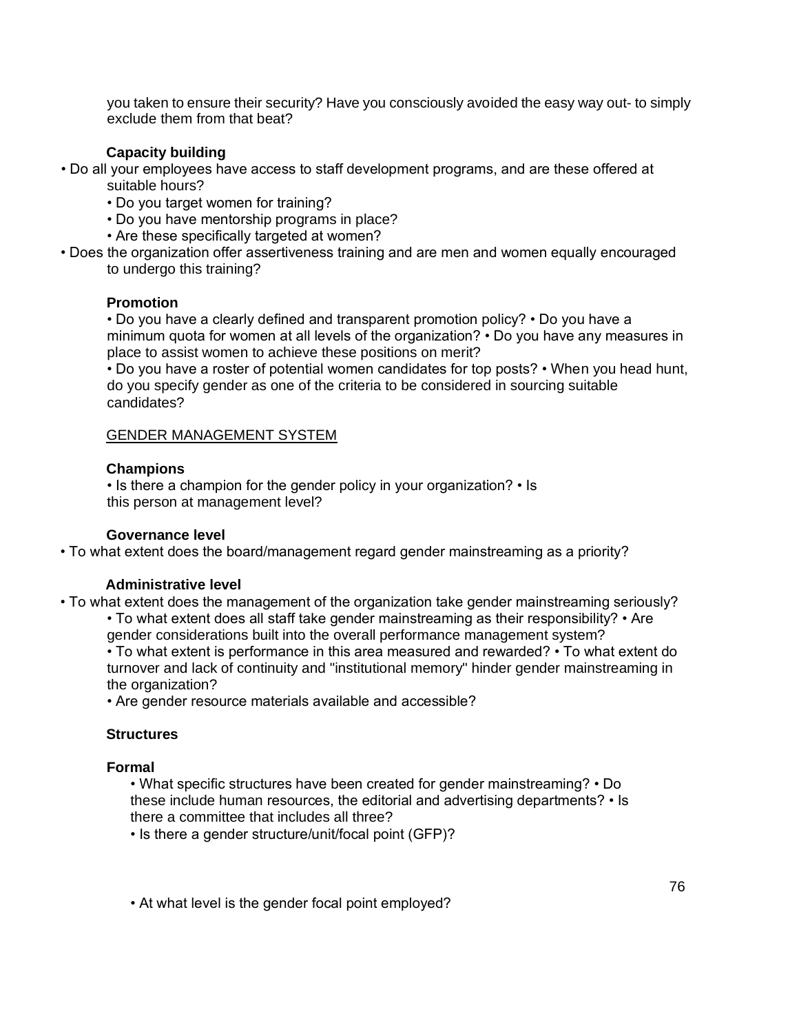you taken to ensure their security? Have you consciously avoided the easy way out- to simply exclude them from that beat?

**Capacity building**

- Do all your employees have access to staff development programs, and are these offered at suitable hours?
- Do you target women for training?
- Do you have mentorship programs in place?
- Are these specifically targeted at women?
- Does the organization offer assertiveness training and are men and women equally encouraged to undergo this training?

**Promotion**

- Do you have a clearly defined and transparent promotion policy?
- Do you have a minimum quota for women at all levels of the organization?
- Do you have any measures in place to assist women to achieve these positions on merit?
- Do you have a roster of potential women candidates for top posts?
- When you head hunt, do you specify gender as one of the criteria to be considered in sourcing suitable candidates?

<u>GENDER MANAGEMENT SYSTEM</u>

**Champions**

- Is there a champion for the gender policy in your organization?
- Is this person at management level?

**Governance level**

- To what extent does the board/management regard gender mainstreaming as a priority?

**Administrative level**

- To what extent does the management of the organization take gender mainstreaming seriously?
- To what extent does all staff take gender mainstreaming as their responsibility?
- Are gender considerations built into the overall performance management system?
- To what extent is performance in this area measured and rewarded?
- To what extent do turnover and lack of continuity and "institutional memory" hinder gender mainstreaming in the organization?
- Are gender resource materials available and accessible?

**Structures**

**Formal**

- What specific structures have been created for gender mainstreaming?
- Do these include human resources, the editorial and advertising departments?
- Is there a committee that includes all three?
- Is there a gender structure/unit/focal point (GFP)?
- At what level is the gender focal point employed?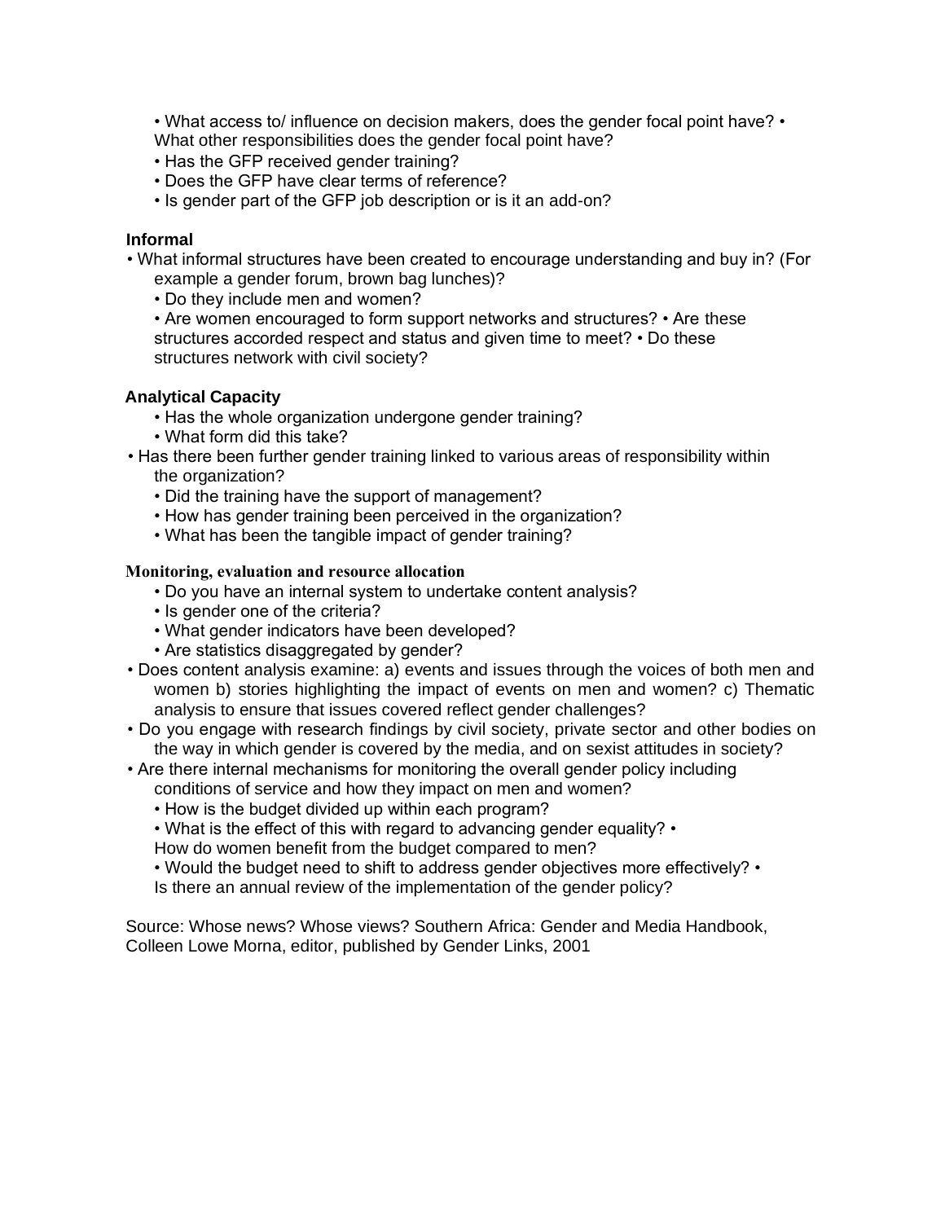- What access to/ influence on decision makers, does the gender focal point have?
- What other responsibilities does the gender focal point have?
- Has the GFP received gender training?
- Does the GFP have clear terms of reference?
- Is gender part of the GFP job description or is it an add-on?

**Informal**

- What informal structures have been created to encourage understanding and buy in? (For example a gender forum, brown bag lunches)?
- Do they include men and women?
- Are women encouraged to form support networks and structures?
- Are these structures accorded respect and status and given time to meet?
- Do these structures network with civil society?

**Analytical Capacity**

- Has the whole organization undergone gender training?
- What form did this take?
- Has there been further gender training linked to various areas of responsibility within the organization?
- Did the training have the support of management?
- How has gender training been perceived in the organization?
- What has been the tangible impact of gender training?

**Monitoring, evaluation and resource allocation**

- Do you have an internal system to undertake content analysis?
- Is gender one of the criteria?
- What gender indicators have been developed?
- Are statistics disaggregated by gender?
- Does content analysis examine: a) events and issues through the voices of both men and women b) stories highlighting the impact of events on men and women? c) Thematic analysis to ensure that issues covered reflect gender challenges?
- Do you engage with research findings by civil society, private sector and other bodies on the way in which gender is covered by the media, and on sexist attitudes in society?
- Are there internal mechanisms for monitoring the overall gender policy including conditions of service and how they impact on men and women?
- How is the budget divided up within each program?
- What is the effect of this with regard to advancing gender equality?
- How do women benefit from the budget compared to men?
- Would the budget need to shift to address gender objectives more effectively?
- Is there an annual review of the implementation of the gender policy?

Source: Whose news? Whose views? Southern Africa: Gender and Media Handbook, Colleen Lowe Morna, editor, published by Gender Links, 2001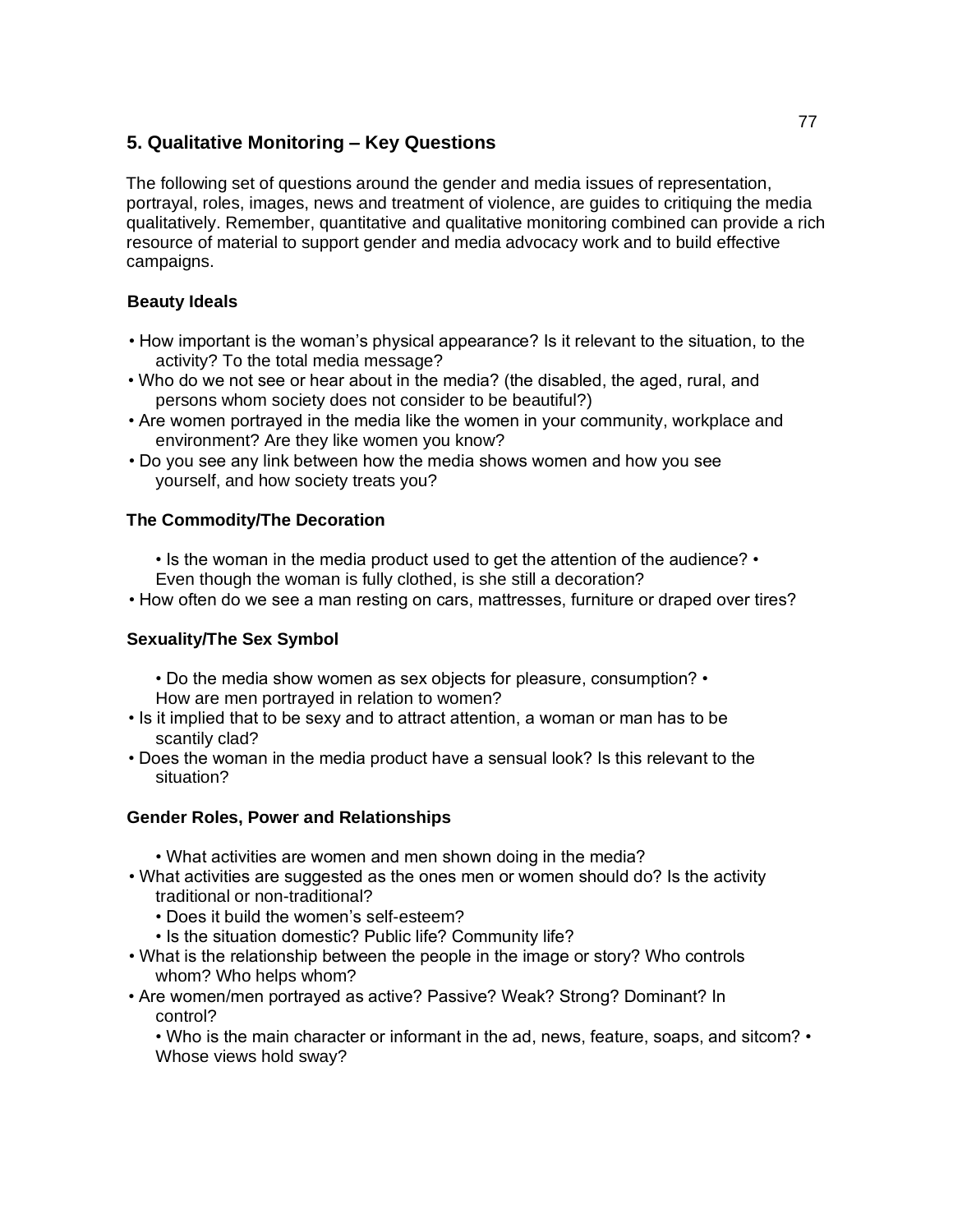## 5. Qualitative Monitoring – Key Questions

The following set of questions around the gender and media issues of representation, portrayal, roles, images, news and treatment of violence, are guides to critiquing the media qualitatively. Remember, quantitative and qualitative monitoring combined can provide a rich resource of material to support gender and media advocacy work and to build effective campaigns.

### Beauty Ideals

- How important is the woman's physical appearance? Is it relevant to the situation, to the activity? To the total media message?
- Who do we not see or hear about in the media? (the disabled, the aged, rural, and persons whom society does not consider to be beautiful?)
- Are women portrayed in the media like the women in your community, workplace and environment? Are they like women you know?
- Do you see any link between how the media shows women and how you see yourself, and how society treats you?

### The Commodity/The Decoration

- Is the woman in the media product used to get the attention of the audience?
- Even though the woman is fully clothed, is she still a decoration?
- How often do we see a man resting on cars, mattresses, furniture or draped over tires?

### Sexuality/The Sex Symbol

- Do the media show women as sex objects for pleasure, consumption?
- How are men portrayed in relation to women?
- Is it implied that to be sexy and to attract attention, a woman or man has to be scantily clad?
- Does the woman in the media product have a sensual look? Is this relevant to the situation?

### Gender Roles, Power and Relationships

- What activities are women and men shown doing in the media?
- What activities are suggested as the ones men or women should do? Is the activity traditional or non-traditional?
- Does it build the women's self-esteem?
- Is the situation domestic? Public life? Community life?
- What is the relationship between the people in the image or story? Who controls whom? Who helps whom?
- Are women/men portrayed as active? Passive? Weak? Strong? Dominant? In control?
- Who is the main character or informant in the ad, news, feature, soaps, and sitcom?
- Whose views hold sway?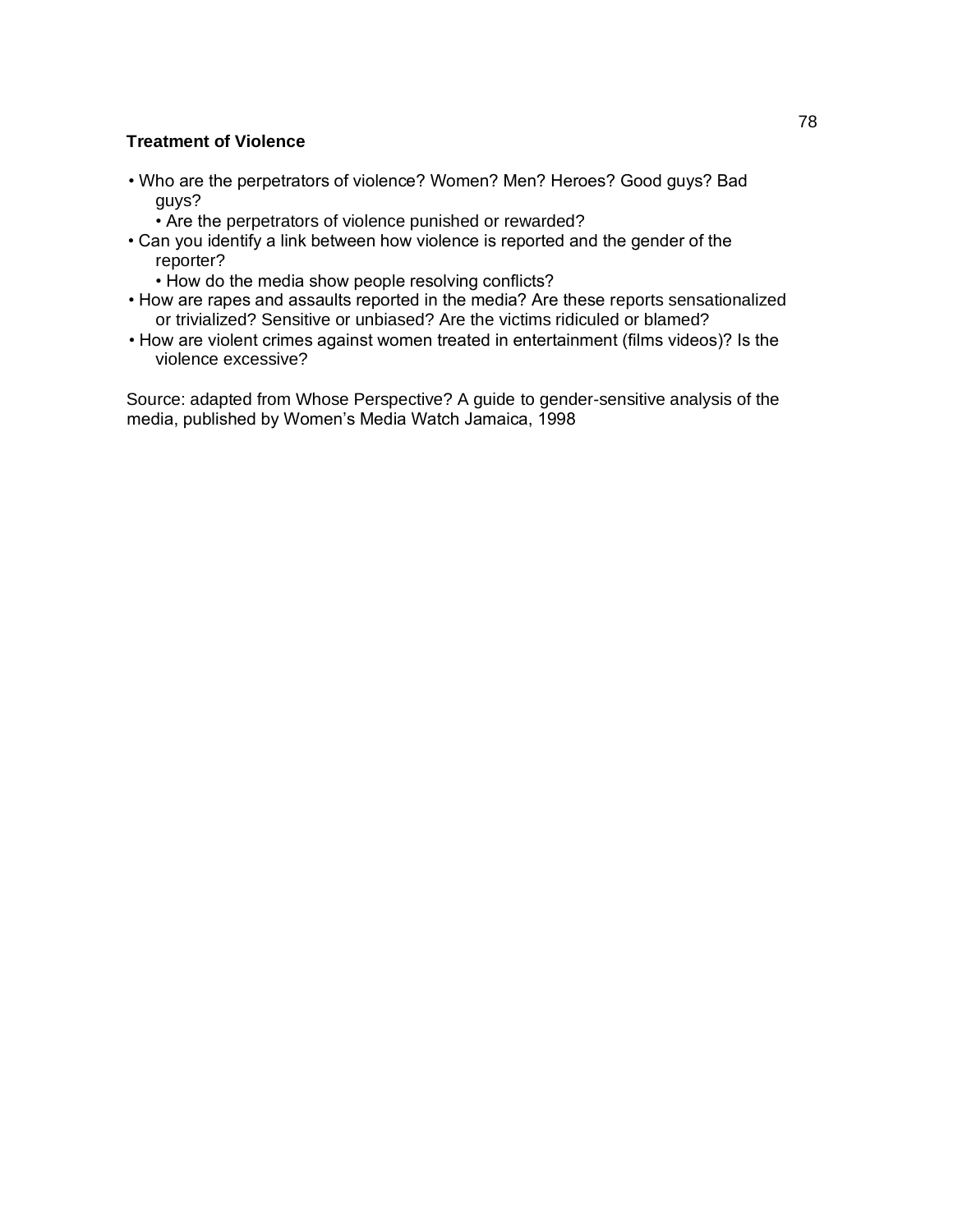**Treatment of Violence**

- Who are the perpetrators of violence? Women? Men? Heroes? Good guys? Bad guys?
  - Are the perpetrators of violence punished or rewarded?
- Can you identify a link between how violence is reported and the gender of the reporter?
  - How do the media show people resolving conflicts?
- How are rapes and assaults reported in the media? Are these reports sensationalized or trivialized? Sensitive or unbiased? Are the victims ridiculed or blamed?
- How are violent crimes against women treated in entertainment (films videos)? Is the violence excessive?

Source: adapted from Whose Perspective? A guide to gender-sensitive analysis of the media, published by Women's Media Watch Jamaica, 1998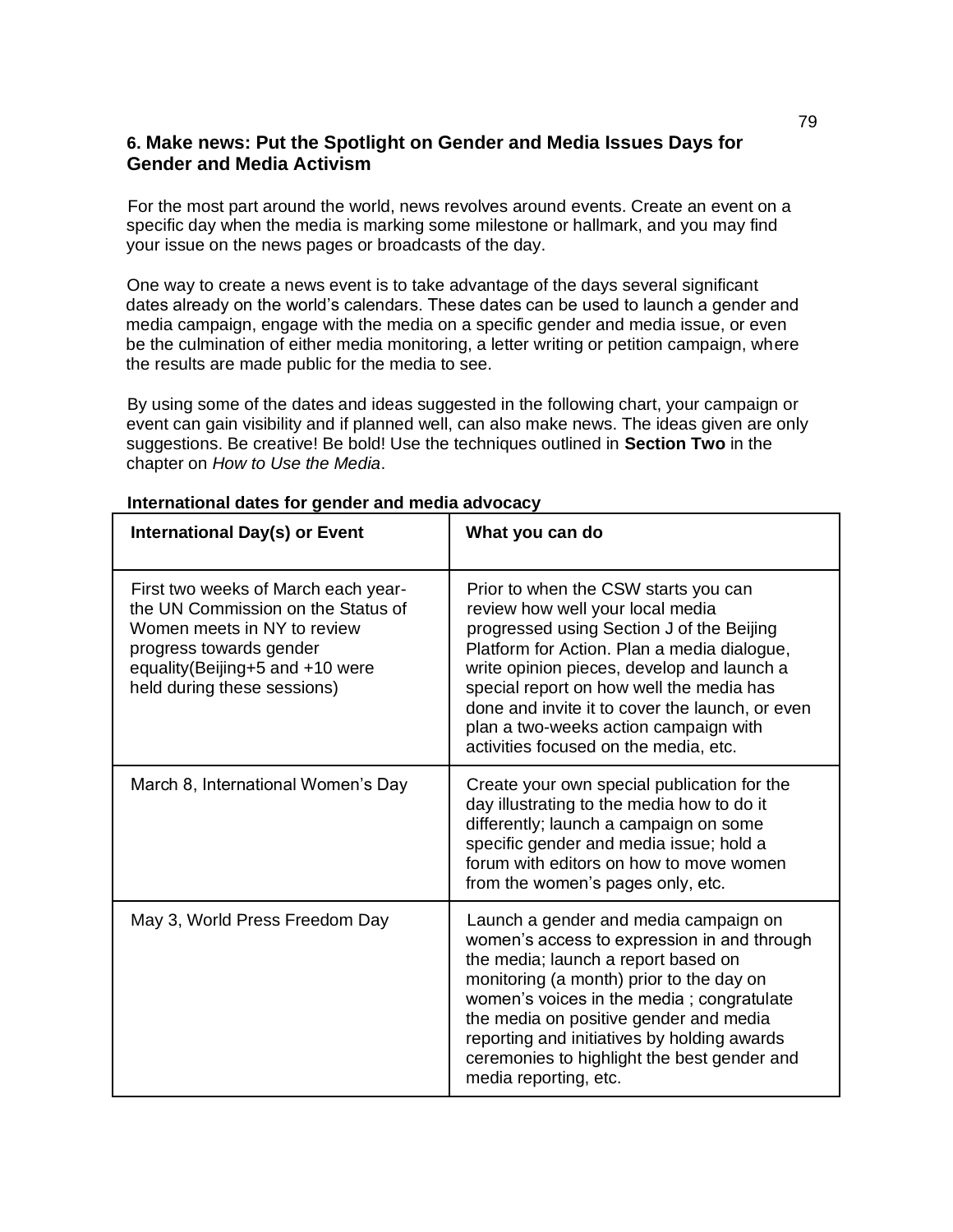## 6. Make news: Put the Spotlight on Gender and Media Issues Days for Gender and Media Activism

For the most part around the world, news revolves around events. Create an event on a specific day when the media is marking some milestone or hallmark, and you may find your issue on the news pages or broadcasts of the day.

One way to create a news event is to take advantage of the days several significant dates already on the world's calendars. These dates can be used to launch a gender and media campaign, engage with the media on a specific gender and media issue, or even be the culmination of either media monitoring, a letter writing or petition campaign, where the results are made public for the media to see.

By using some of the dates and ideas suggested in the following chart, your campaign or event can gain visibility and if planned well, can also make news. The ideas given are only suggestions. Be creative! Be bold! Use the techniques outlined in **Section Two** in the chapter on *How to Use the Media*.

**International dates for gender and media advocacy**

| International Day(s) or Event | What you can do |
|---|---|
| First two weeks of March each year- the UN Commission on the Status of Women meets in NY to review progress towards gender equality(Beijing+5 and +10 were held during these sessions) | Prior to when the CSW starts you can review how well your local media progressed using Section J of the Beijing Platform for Action. Plan a media dialogue, write opinion pieces, develop and launch a special report on how well the media has done and invite it to cover the launch, or even plan a two-weeks action campaign with activities focused on the media, etc. |
| March 8, International Women's Day | Create your own special publication for the day illustrating to the media how to do it differently; launch a campaign on some specific gender and media issue; hold a forum with editors on how to move women from the women's pages only, etc. |
| May 3, World Press Freedom Day | Launch a gender and media campaign on women's access to expression in and through the media; launch a report based on monitoring (a month) prior to the day on women's voices in the media ; congratulate the media on positive gender and media reporting and initiatives by holding awards ceremonies to highlight the best gender and media reporting, etc. |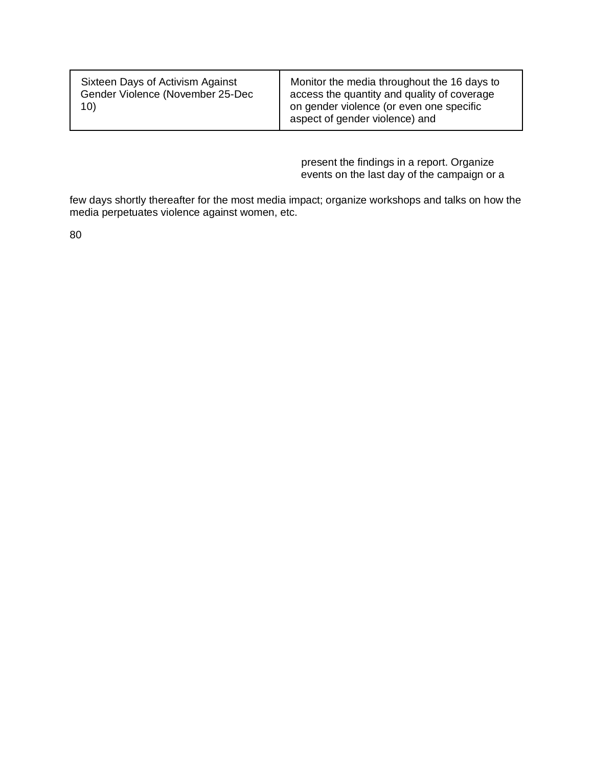| | |
|---|---|
| Sixteen Days of Activism Against Gender Violence (November 25-Dec 10) | Monitor the media throughout the 16 days to access the quantity and quality of coverage on gender violence (or even one specific aspect of gender violence) and present the findings in a report. Organize events on the last day of the campaign or a few days shortly thereafter for the most media impact; organize workshops and talks on how the media perpetuates violence against women, etc. |